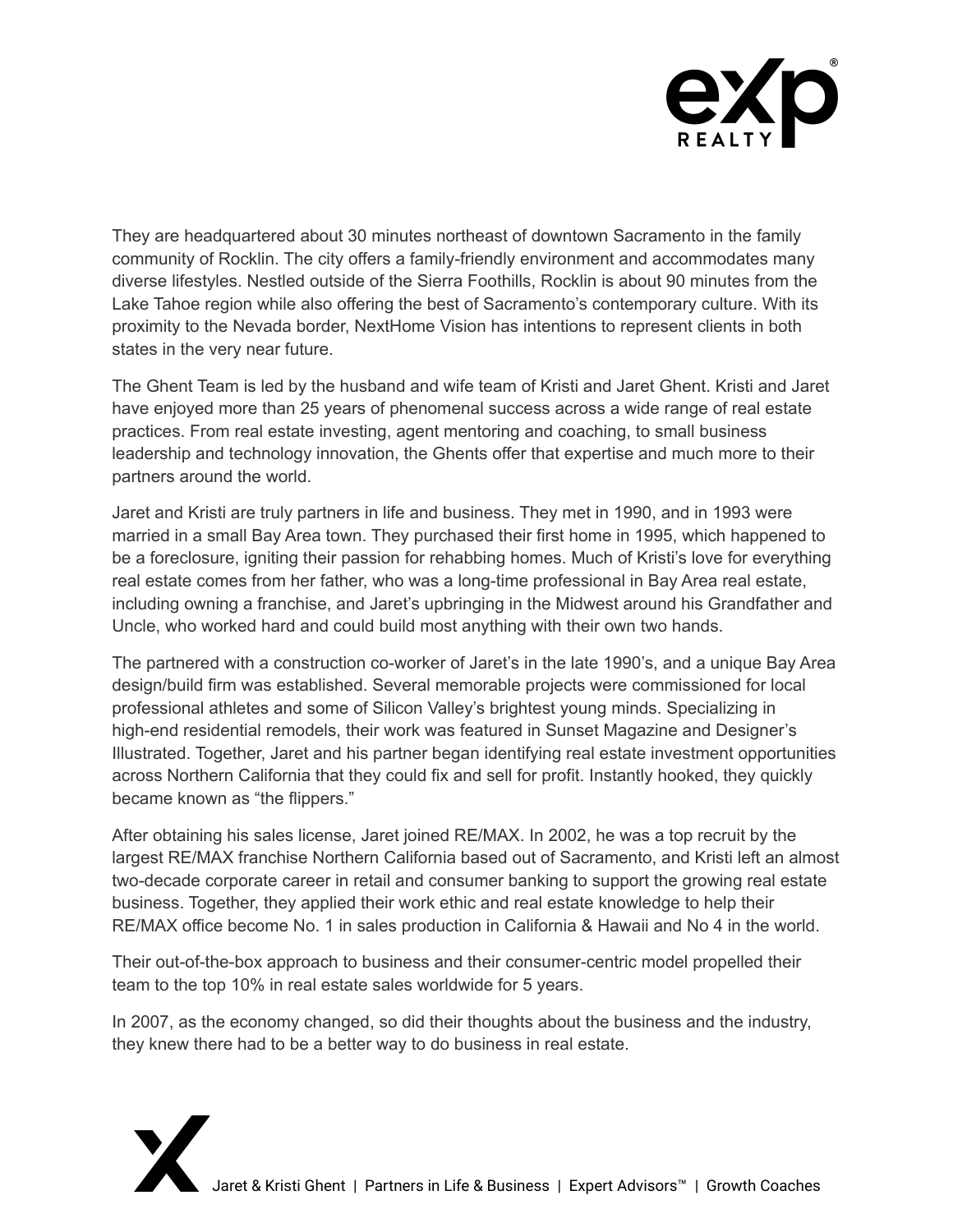They are headquartered about 30 minutes northeast of downtown Sacramento in the family community of Rocklin. The city offers a family-friendly environment and accommodates many diverse lifestyles. Nestled outside of the Sierra Foothills, Rocklin is about 90 minutes from the Lake Tahoe region while also offering the best of Sacramento's contemporary culture. With its proximity to the Nevada border, NextHome Vision has intentions to represent clients in both states in the very near future.

The Ghent Team is led by the husband and wife team of Kristi and Jaret Ghent. Kristi and Jaret have enjoyed more than 25 years of phenomenal success across a wide range of real estate practices. From real estate investing, agent mentoring and coaching, to small business leadership and technology innovation, the Ghents offer that expertise and much more to their partners around the world.

Jaret and Kristi are truly partners in life and business. They met in 1990, and in 1993 were married in a small Bay Area town. They purchased their first home in 1995, which happened to be a foreclosure, igniting their passion for rehabbing homes. Much of Kristi's love for everything real estate comes from her father, who was a long-time professional in Bay Area real estate, including owning a franchise, and Jaret's upbringing in the Midwest around his Grandfather and Uncle, who worked hard and could build most anything with their own two hands.

The partnered with a construction co-worker of Jaret's in the late 1990's, and a unique Bay Area design/build firm was established. Several memorable projects were commissioned for local professional athletes and some of Silicon Valley's brightest young minds. Specializing in high-end residential remodels, their work was featured in Sunset Magazine and Designer's Illustrated. Together, Jaret and his partner began identifying real estate investment opportunities across Northern California that they could fix and sell for profit. Instantly hooked, they quickly became known as "the flippers."

After obtaining his sales license, Jaret joined RE/MAX. In 2002, he was a top recruit by the largest RE/MAX franchise Northern California based out of Sacramento, and Kristi left an almost two-decade corporate career in retail and consumer banking to support the growing real estate business. Together, they applied their work ethic and real estate knowledge to help their RE/MAX office become No. 1 in sales production in California & Hawaii and No 4 in the world.

Their out-of-the-box approach to business and their consumer-centric model propelled their team to the top 10% in real estate sales worldwide for 5 years.

In 2007, as the economy changed, so did their thoughts about the business and the industry, they knew there had to be a better way to do business in real estate.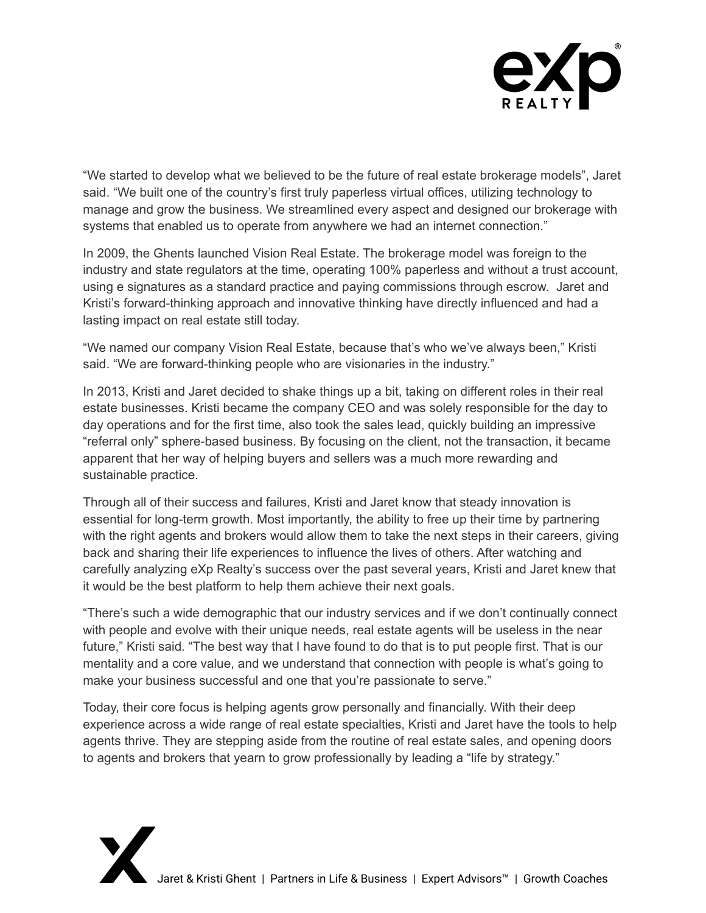“We started to develop what we believed to be the future of real estate brokerage models”, Jaret said. “We built one of the country’s first truly paperless virtual offices, utilizing technology to manage and grow the business. We streamlined every aspect and designed our brokerage with systems that enabled us to operate from anywhere we had an internet connection.”

In 2009, the Ghents launched Vision Real Estate. The brokerage model was foreign to the industry and state regulators at the time, operating 100% paperless and without a trust account, using e signatures as a standard practice and paying commissions through escrow. Jaret and Kristi’s forward-thinking approach and innovative thinking have directly influenced and had a lasting impact on real estate still today.

“We named our company Vision Real Estate, because that’s who we’ve always been,” Kristi said. “We are forward-thinking people who are visionaries in the industry.”

In 2013, Kristi and Jaret decided to shake things up a bit, taking on different roles in their real estate businesses. Kristi became the company CEO and was solely responsible for the day to day operations and for the first time, also took the sales lead, quickly building an impressive “referral only” sphere-based business. By focusing on the client, not the transaction, it became apparent that her way of helping buyers and sellers was a much more rewarding and sustainable practice.

Through all of their success and failures, Kristi and Jaret know that steady innovation is essential for long-term growth. Most importantly, the ability to free up their time by partnering with the right agents and brokers would allow them to take the next steps in their careers, giving back and sharing their life experiences to influence the lives of others. After watching and carefully analyzing eXp Realty’s success over the past several years, Kristi and Jaret knew that it would be the best platform to help them achieve their next goals.

“There’s such a wide demographic that our industry services and if we don’t continually connect with people and evolve with their unique needs, real estate agents will be useless in the near future,” Kristi said. “The best way that I have found to do that is to put people first. That is our mentality and a core value, and we understand that connection with people is what’s going to make your business successful and one that you’re passionate to serve.”

Today, their core focus is helping agents grow personally and financially. With their deep experience across a wide range of real estate specialties, Kristi and Jaret have the tools to help agents thrive. They are stepping aside from the routine of real estate sales, and opening doors to agents and brokers that yearn to grow professionally by leading a “life by strategy.”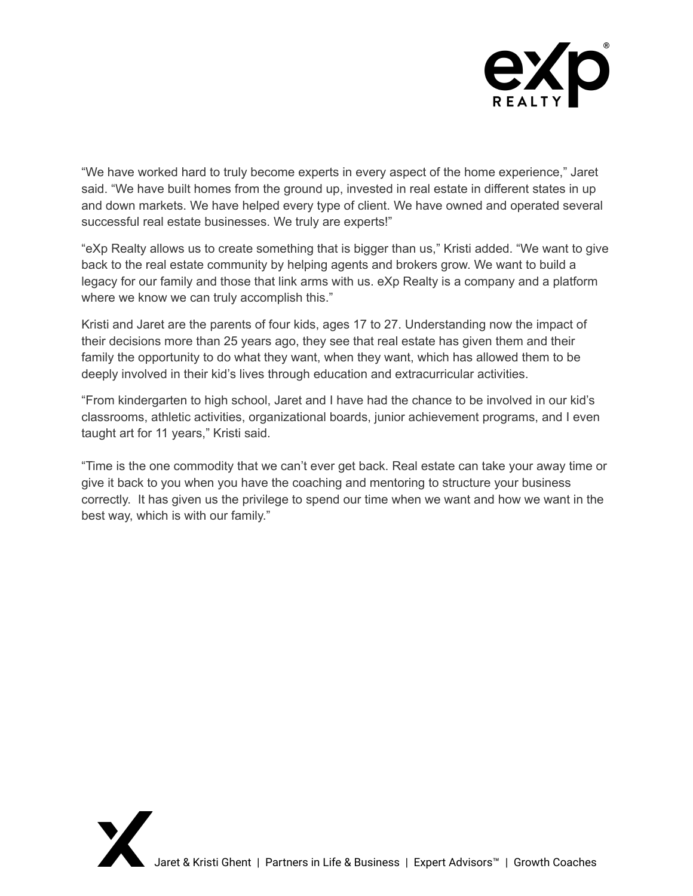"We have worked hard to truly become experts in every aspect of the home experience," Jaret said. "We have built homes from the ground up, invested in real estate in different states in up and down markets. We have helped every type of client. We have owned and operated several successful real estate businesses. We truly are experts!"

"eXp Realty allows us to create something that is bigger than us," Kristi added. "We want to give back to the real estate community by helping agents and brokers grow. We want to build a legacy for our family and those that link arms with us. eXp Realty is a company and a platform where we know we can truly accomplish this."

Kristi and Jaret are the parents of four kids, ages 17 to 27. Understanding now the impact of their decisions more than 25 years ago, they see that real estate has given them and their family the opportunity to do what they want, when they want, which has allowed them to be deeply involved in their kid's lives through education and extracurricular activities.

"From kindergarten to high school, Jaret and I have had the chance to be involved in our kid's classrooms, athletic activities, organizational boards, junior achievement programs, and I even taught art for 11 years," Kristi said.

"Time is the one commodity that we can't ever get back. Real estate can take your away time or give it back to you when you have the coaching and mentoring to structure your business correctly. It has given us the privilege to spend our time when we want and how we want in the best way, which is with our family."